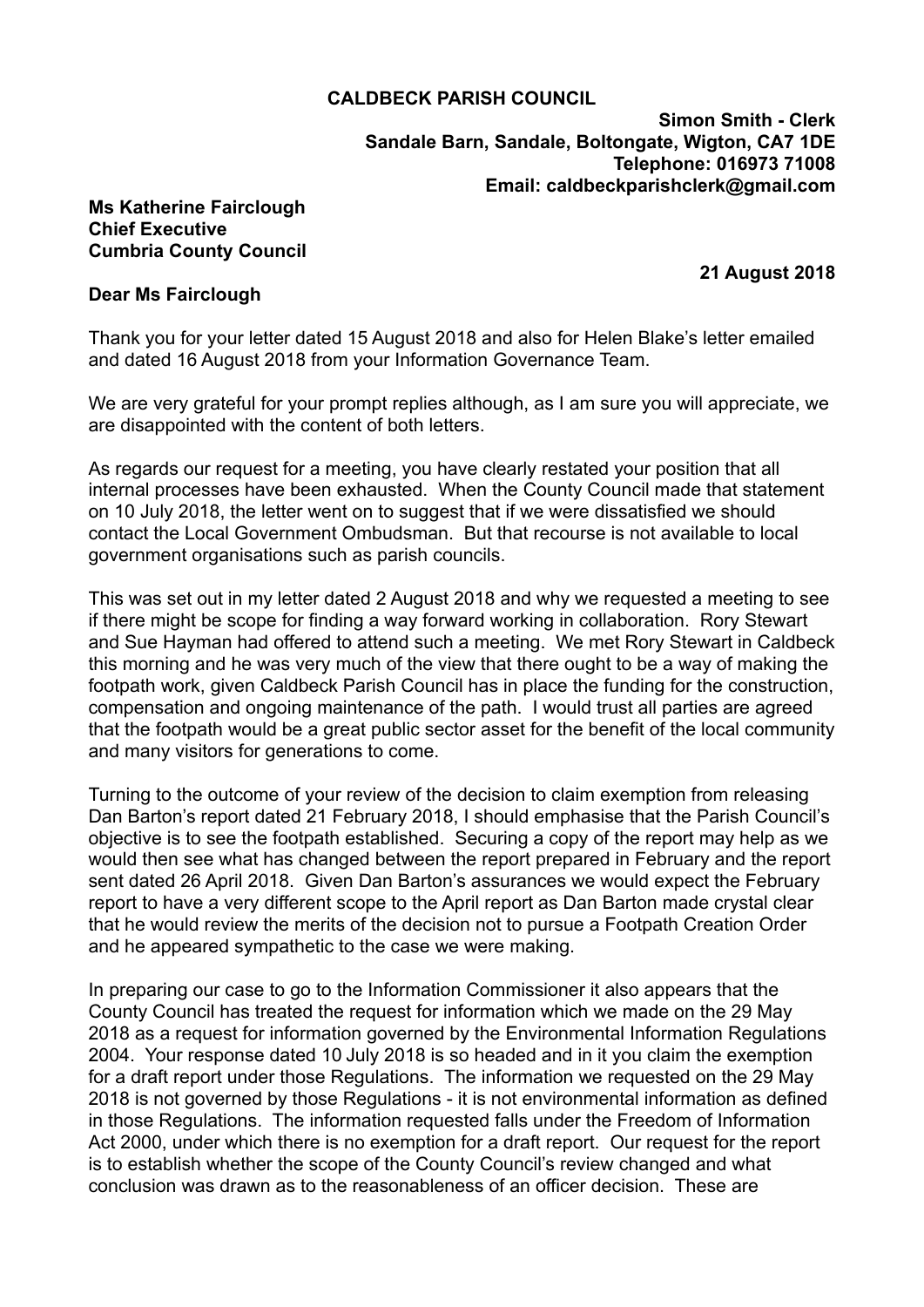**CALDBECK PARISH COUNCIL**

**Simon Smith - Clerk**
**Sandale Barn, Sandale, Boltongate, Wigton, CA7 1DE**
**Telephone: 016973 71008**
**Email: caldbeckparishclerk@gmail.com**

**Ms Katherine Fairclough**
**Chief Executive**
**Cumbria County Council**

**21 August 2018**

**Dear Ms Fairclough**

Thank you for your letter dated 15 August 2018 and also for Helen Blake's letter emailed and dated 16 August 2018 from your Information Governance Team.

We are very grateful for your prompt replies although, as I am sure you will appreciate, we are disappointed with the content of both letters.

As regards our request for a meeting, you have clearly restated your position that all internal processes have been exhausted. When the County Council made that statement on 10 July 2018, the letter went on to suggest that if we were dissatisfied we should contact the Local Government Ombudsman. But that recourse is not available to local government organisations such as parish councils.

This was set out in my letter dated 2 August 2018 and why we requested a meeting to see if there might be scope for finding a way forward working in collaboration. Rory Stewart and Sue Hayman had offered to attend such a meeting. We met Rory Stewart in Caldbeck this morning and he was very much of the view that there ought to be a way of making the footpath work, given Caldbeck Parish Council has in place the funding for the construction, compensation and ongoing maintenance of the path. I would trust all parties are agreed that the footpath would be a great public sector asset for the benefit of the local community and many visitors for generations to come.

Turning to the outcome of your review of the decision to claim exemption from releasing Dan Barton's report dated 21 February 2018, I should emphasise that the Parish Council's objective is to see the footpath established. Securing a copy of the report may help as we would then see what has changed between the report prepared in February and the report sent dated 26 April 2018. Given Dan Barton's assurances we would expect the February report to have a very different scope to the April report as Dan Barton made crystal clear that he would review the merits of the decision not to pursue a Footpath Creation Order and he appeared sympathetic to the case we were making.

In preparing our case to go to the Information Commissioner it also appears that the County Council has treated the request for information which we made on the 29 May 2018 as a request for information governed by the Environmental Information Regulations 2004. Your response dated 10 July 2018 is so headed and in it you claim the exemption for a draft report under those Regulations. The information we requested on the 29 May 2018 is not governed by those Regulations - it is not environmental information as defined in those Regulations. The information requested falls under the Freedom of Information Act 2000, under which there is no exemption for a draft report. Our request for the report is to establish whether the scope of the County Council's review changed and what conclusion was drawn as to the reasonableness of an officer decision. These are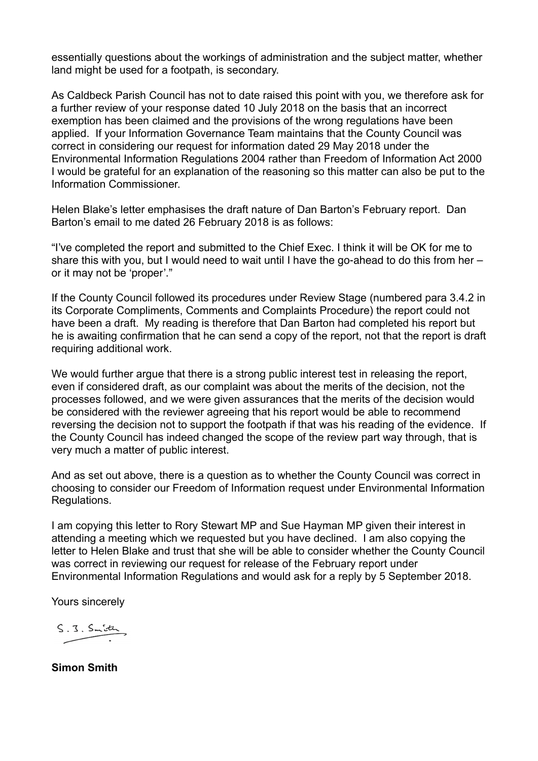essentially questions about the workings of administration and the subject matter, whether land might be used for a footpath, is secondary.

As Caldbeck Parish Council has not to date raised this point with you, we therefore ask for a further review of your response dated 10 July 2018 on the basis that an incorrect exemption has been claimed and the provisions of the wrong regulations have been applied. If your Information Governance Team maintains that the County Council was correct in considering our request for information dated 29 May 2018 under the Environmental Information Regulations 2004 rather than Freedom of Information Act 2000 I would be grateful for an explanation of the reasoning so this matter can also be put to the Information Commissioner.

Helen Blake's letter emphasises the draft nature of Dan Barton's February report. Dan Barton's email to me dated 26 February 2018 is as follows:

"I've completed the report and submitted to the Chief Exec. I think it will be OK for me to share this with you, but I would need to wait until I have the go-ahead to do this from her – or it may not be 'proper'."

If the County Council followed its procedures under Review Stage (numbered para 3.4.2 in its Corporate Compliments, Comments and Complaints Procedure) the report could not have been a draft. My reading is therefore that Dan Barton had completed his report but he is awaiting confirmation that he can send a copy of the report, not that the report is draft requiring additional work.

We would further argue that there is a strong public interest test in releasing the report, even if considered draft, as our complaint was about the merits of the decision, not the processes followed, and we were given assurances that the merits of the decision would be considered with the reviewer agreeing that his report would be able to recommend reversing the decision not to support the footpath if that was his reading of the evidence. If the County Council has indeed changed the scope of the review part way through, that is very much a matter of public interest.

And as set out above, there is a question as to whether the County Council was correct in choosing to consider our Freedom of Information request under Environmental Information Regulations.

I am copying this letter to Rory Stewart MP and Sue Hayman MP given their interest in attending a meeting which we requested but you have declined. I am also copying the letter to Helen Blake and trust that she will be able to consider whether the County Council was correct in reviewing our request for release of the February report under Environmental Information Regulations and would ask for a reply by 5 September 2018.

Yours sincerely

S. J. Smith

**Simon Smith**